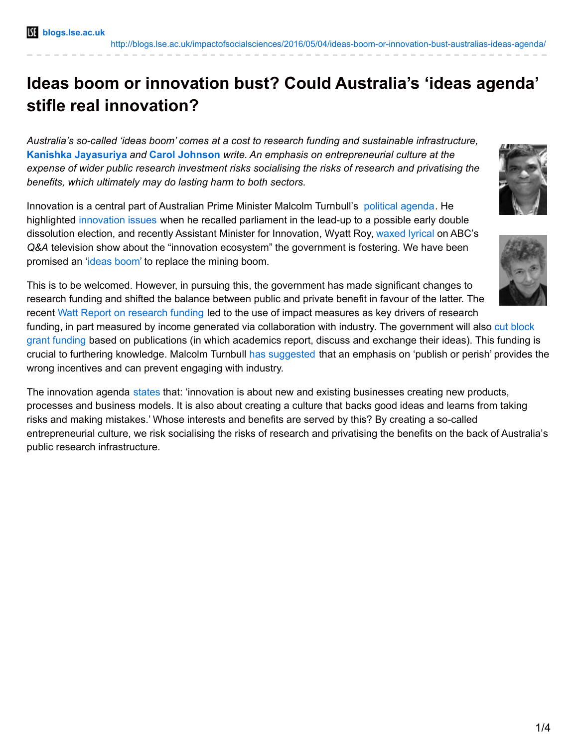blogs.lse.ac.uk

http://blogs.lse.ac.uk/impactofsocialsciences/2016/05/04/ideas-boom-or-innovation-bust-australias-ideas-agenda/

# Ideas boom or innovation bust? Could Australia's 'ideas agenda' stifle real innovation?

*Australia's so-called 'ideas boom' comes at a cost to research funding and sustainable infrastructure,* **Kanishka Jayasuriya** *and* **Carol Johnson** *write. An emphasis on entrepreneurial culture at the expense of wider public research investment risks socialising the risks of research and privatising the benefits, which ultimately may do lasting harm to both sectors.*

Innovation is a central part of Australian Prime Minister Malcolm Turnbull's political agenda. He highlighted innovation issues when he recalled parliament in the lead-up to a possible early double dissolution election, and recently Assistant Minister for Innovation, Wyatt Roy, waxed lyrical on ABC's *Q&A* television show about the "innovation ecosystem" the government is fostering. We have been promised an 'ideas boom' to replace the mining boom.

This is to be welcomed. However, in pursuing this, the government has made significant changes to research funding and shifted the balance between public and private benefit in favour of the latter. The recent Watt Report on research funding led to the use of impact measures as key drivers of research funding, in part measured by income generated via collaboration with industry. The government will also cut block grant funding based on publications (in which academics report, discuss and exchange their ideas). This funding is crucial to furthering knowledge. Malcolm Turnbull has suggested that an emphasis on 'publish or perish' provides the wrong incentives and can prevent engaging with industry.

The innovation agenda states that: 'innovation is about new and existing businesses creating new products, processes and business models. It is also about creating a culture that backs good ideas and learns from taking risks and making mistakes.' Whose interests and benefits are served by this? By creating a so-called entrepreneurial culture, we risk socialising the risks of research and privatising the benefits on the back of Australia's public research infrastructure.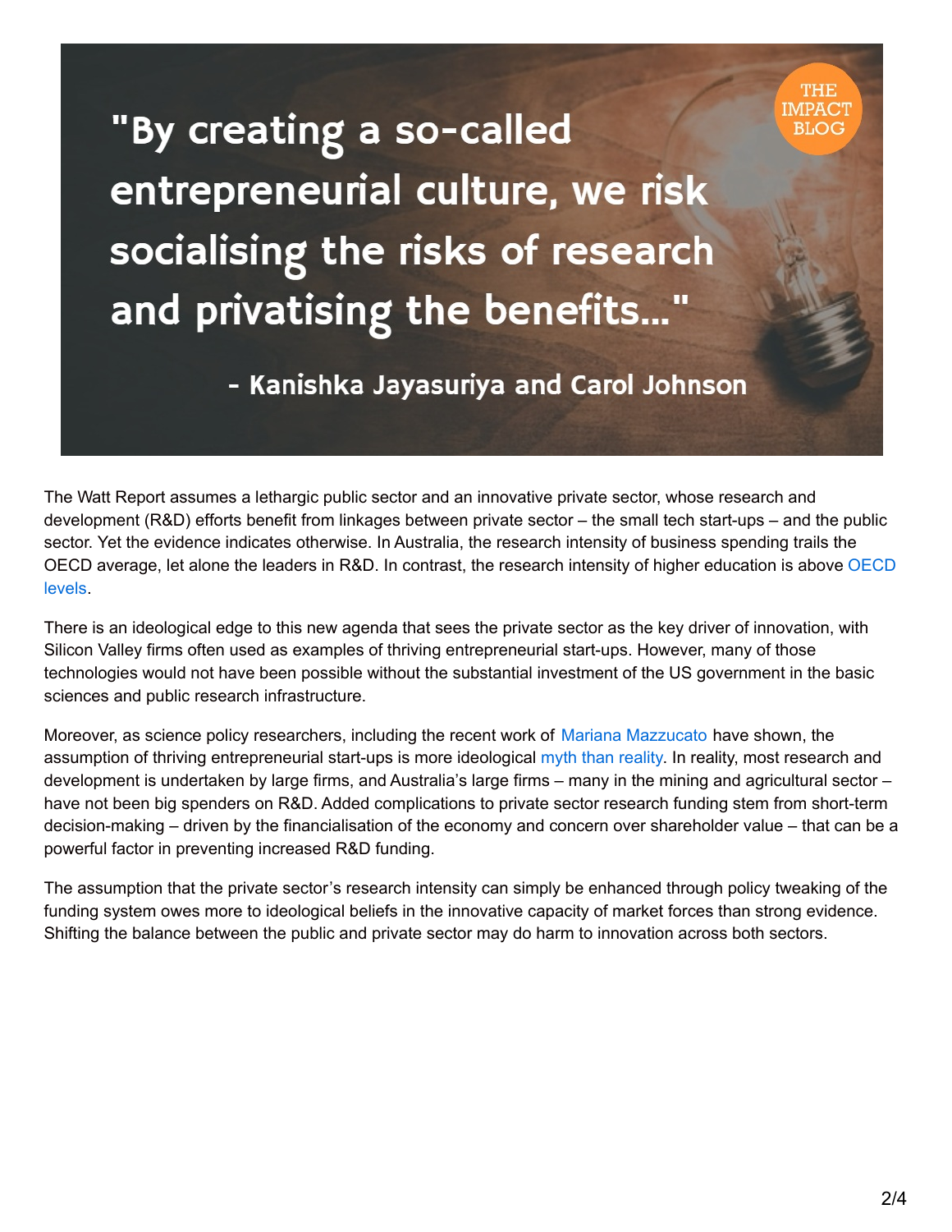> "By creating a so-called entrepreneurial culture, we risk socialising the risks of research and privatising the benefits..."
>
> \- Kanishka Jayasuriya and Carol Johnson

The Watt Report assumes a lethargic public sector and an innovative private sector, whose research and development (R&D) efforts benefit from linkages between private sector – the small tech start-ups – and the public sector. Yet the evidence indicates otherwise. In Australia, the research intensity of business spending trails the OECD average, let alone the leaders in R&D. In contrast, the research intensity of higher education is above OECD levels.

There is an ideological edge to this new agenda that sees the private sector as the key driver of innovation, with Silicon Valley firms often used as examples of thriving entrepreneurial start-ups. However, many of those technologies would not have been possible without the substantial investment of the US government in the basic sciences and public research infrastructure.

Moreover, as science policy researchers, including the recent work of Mariana Mazzucato have shown, the assumption of thriving entrepreneurial start-ups is more ideological myth than reality. In reality, most research and development is undertaken by large firms, and Australia's large firms – many in the mining and agricultural sector – have not been big spenders on R&D. Added complications to private sector research funding stem from short-term decision-making – driven by the financialisation of the economy and concern over shareholder value – that can be a powerful factor in preventing increased R&D funding.

The assumption that the private sector's research intensity can simply be enhanced through policy tweaking of the funding system owes more to ideological beliefs in the innovative capacity of market forces than strong evidence. Shifting the balance between the public and private sector may do harm to innovation across both sectors.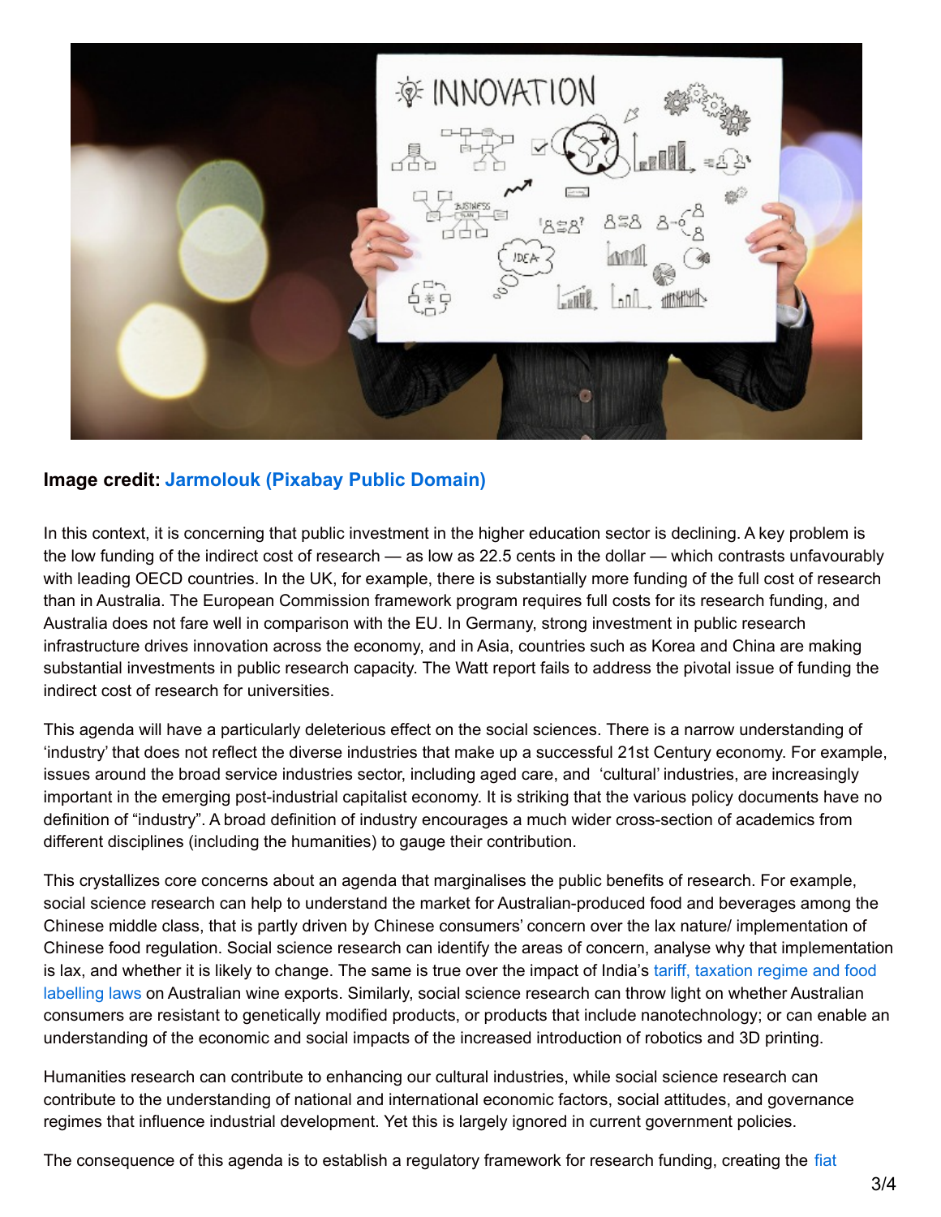**Image credit:** Jarmolouk (Pixabay Public Domain)

In this context, it is concerning that public investment in the higher education sector is declining. A key problem is the low funding of the indirect cost of research — as low as 22.5 cents in the dollar — which contrasts unfavourably with leading OECD countries. In the UK, for example, there is substantially more funding of the full cost of research than in Australia. The European Commission framework program requires full costs for its research funding, and Australia does not fare well in comparison with the EU. In Germany, strong investment in public research infrastructure drives innovation across the economy, and in Asia, countries such as Korea and China are making substantial investments in public research capacity. The Watt report fails to address the pivotal issue of funding the indirect cost of research for universities.

This agenda will have a particularly deleterious effect on the social sciences. There is a narrow understanding of 'industry' that does not reflect the diverse industries that make up a successful 21st Century economy. For example, issues around the broad service industries sector, including aged care, and 'cultural' industries, are increasingly important in the emerging post-industrial capitalist economy. It is striking that the various policy documents have no definition of "industry". A broad definition of industry encourages a much wider cross-section of academics from different disciplines (including the humanities) to gauge their contribution.

This crystallizes core concerns about an agenda that marginalises the public benefits of research. For example, social science research can help to understand the market for Australian-produced food and beverages among the Chinese middle class, that is partly driven by Chinese consumers' concern over the lax nature/ implementation of Chinese food regulation. Social science research can identify the areas of concern, analyse why that implementation is lax, and whether it is likely to change. The same is true over the impact of India's tariff, taxation regime and food labelling laws on Australian wine exports. Similarly, social science research can throw light on whether Australian consumers are resistant to genetically modified products, or products that include nanotechnology; or can enable an understanding of the economic and social impacts of the increased introduction of robotics and 3D printing.

Humanities research can contribute to enhancing our cultural industries, while social science research can contribute to the understanding of national and international economic factors, social attitudes, and governance regimes that influence industrial development. Yet this is largely ignored in current government policies.

The consequence of this agenda is to establish a regulatory framework for research funding, creating the fiat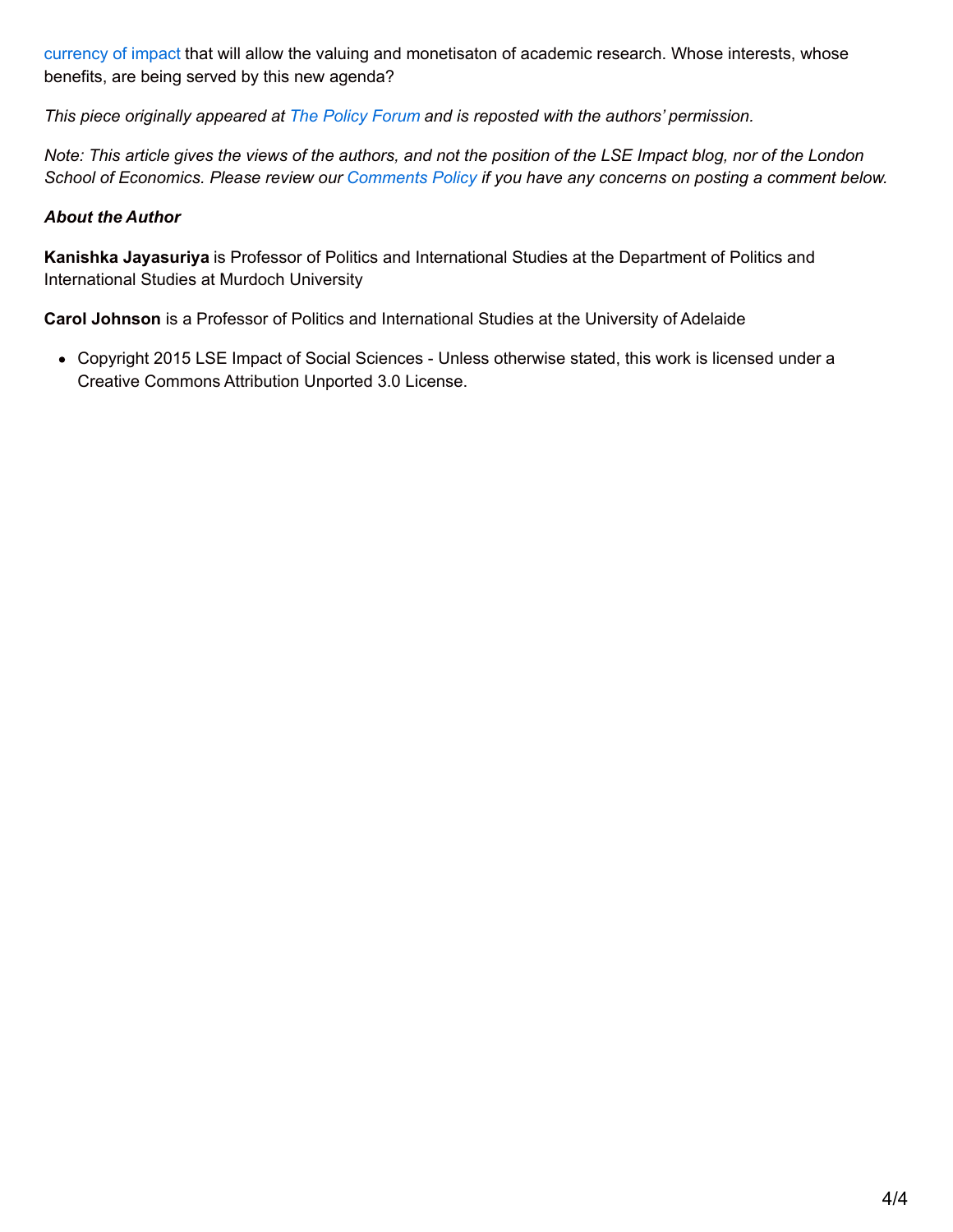currency of impact that will allow the valuing and monetisaton of academic research. Whose interests, whose benefits, are being served by this new agenda?

*This piece originally appeared at The Policy Forum and is reposted with the authors' permission.*

*Note: This article gives the views of the authors, and not the position of the LSE Impact blog, nor of the London School of Economics. Please review our Comments Policy if you have any concerns on posting a comment below.*

***About the Author***

**Kanishka Jayasuriya** is Professor of Politics and International Studies at the Department of Politics and International Studies at Murdoch University

**Carol Johnson** is a Professor of Politics and International Studies at the University of Adelaide

- Copyright 2015 LSE Impact of Social Sciences - Unless otherwise stated, this work is licensed under a Creative Commons Attribution Unported 3.0 License.